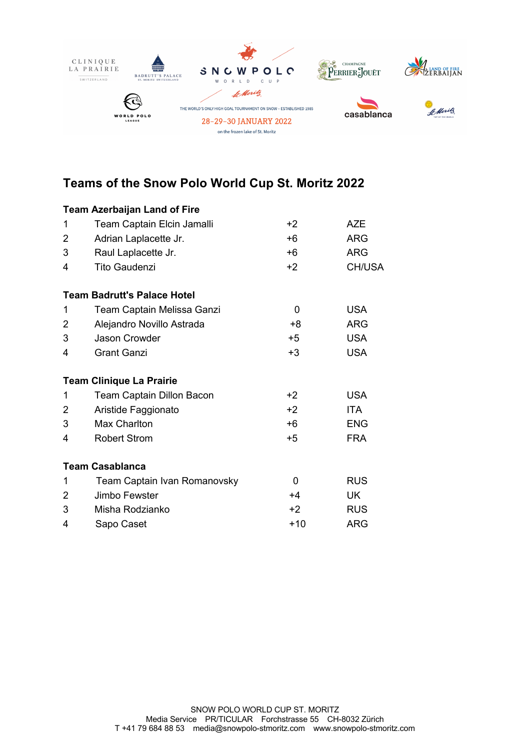SNOWPOLO WORLD CUP St. Moritz

THE WORLD'S ONLY HIGH GOAL TOURNAMENT ON SNOW – ESTABLISHED 1985

28-29-30 JANUARY 2022

on the frozen lake of St. Moritz

## Teams of the Snow Polo World Cup St. Moritz 2022

**Team Azerbaijan Land of Fire**

| | | | |
|---|---|---|---|
| 1 | Team Captain Elcin Jamalli | +2 | AZE |
| 2 | Adrian Laplacette Jr. | +6 | ARG |
| 3 | Raul Laplacette Jr. | +6 | ARG |
| 4 | Tito Gaudenzi | +2 | CH/USA |

**Team Badrutt's Palace Hotel**

| | | | |
|---|---|---|---|
| 1 | Team Captain Melissa Ganzi | 0 | USA |
| 2 | Alejandro Novillo Astrada | +8 | ARG |
| 3 | Jason Crowder | +5 | USA |
| 4 | Grant Ganzi | +3 | USA |

**Team Clinique La Prairie**

| | | | |
|---|---|---|---|
| 1 | Team Captain Dillon Bacon | +2 | USA |
| 2 | Aristide Faggionato | +2 | ITA |
| 3 | Max Charlton | +6 | ENG |
| 4 | Robert Strom | +5 | FRA |

**Team Casablanca**

| | | | |
|---|---|---|---|
| 1 | Team Captain Ivan Romanovsky | 0 | RUS |
| 2 | Jimbo Fewster | +4 | UK |
| 3 | Misha Rodzianko | +2 | RUS |
| 4 | Sapo Caset | +10 | ARG |

SNOW POLO WORLD CUP ST. MORITZ
Media Service PR/TICULAR Forchstrasse 55 CH-8032 Zürich
T +41 79 684 88 53 media@snowpolo-stmoritz.com www.snowpolo-stmoritz.com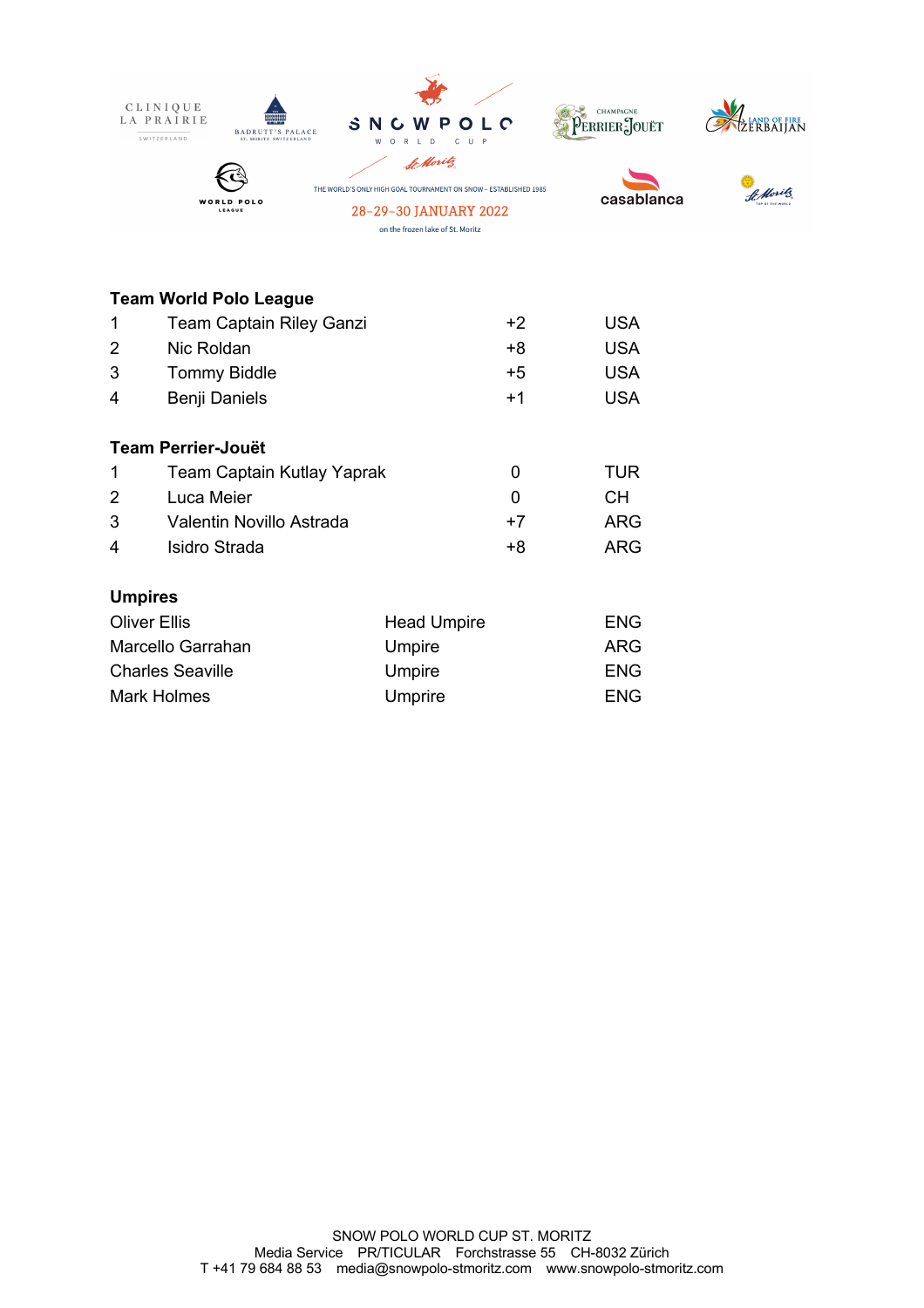**Team World Polo League**

| | | | |
|---|---|---|---|
| 1 | Team Captain Riley Ganzi | +2 | USA |
| 2 | Nic Roldan | +8 | USA |
| 3 | Tommy Biddle | +5 | USA |
| 4 | Benji Daniels | +1 | USA |

**Team Perrier-Jouët**

| | | | |
|---|---|---|---|
| 1 | Team Captain Kutlay Yaprak | 0 | TUR |
| 2 | Luca Meier | 0 | CH |
| 3 | Valentin Novillo Astrada | +7 | ARG |
| 4 | Isidro Strada | +8 | ARG |

**Umpires**

| | | |
|---|---|---|
| Oliver Ellis | Head Umpire | ENG |
| Marcello Garrahan | Umpire | ARG |
| Charles Seaville | Umpire | ENG |
| Mark Holmes | Umprire | ENG |

SNOW POLO WORLD CUP ST. MORITZ
Media Service PR/TICULAR Forchstrasse 55 CH-8032 Zürich
T +41 79 684 88 53 media@snowpolo-stmoritz.com www.snowpolo-stmoritz.com